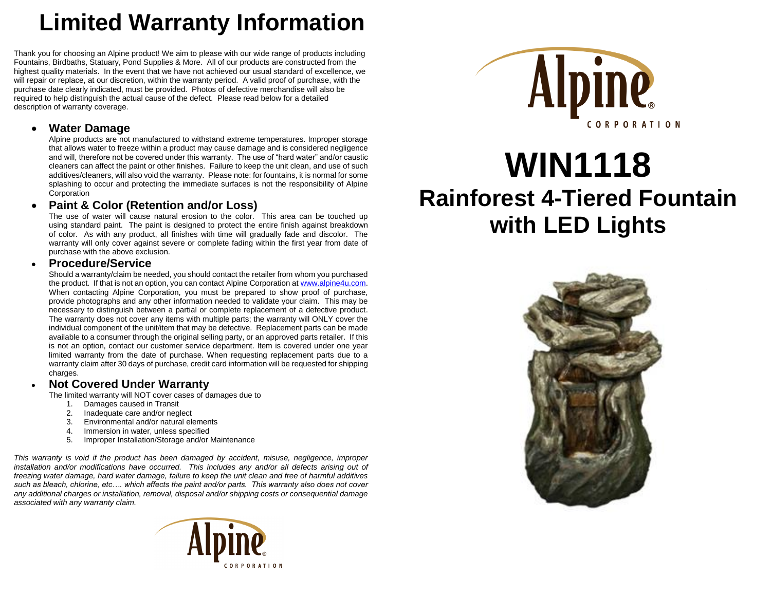# Limited Warranty Information

Thank you for choosing an Alpine product! We aim to please with our wide range of products including Fountains, Birdbaths, Statuary, Pond Supplies & More. All of our products are constructed from the highest quality materials. In the event that we have not achieved our usual standard of excellence, we will repair or replace, at our discretion, within the warranty period. A valid proof of purchase, with the purchase date clearly indicated, must be provided. Photos of defective merchandise will also be required to help distinguish the actual cause of the defect. Please read below for a detailed description of warranty coverage.

- **Water Damage**

  Alpine products are not manufactured to withstand extreme temperatures. Improper storage that allows water to freeze within a product may cause damage and is considered negligence and will, therefore not be covered under this warranty. The use of "hard water" and/or caustic cleaners can affect the paint or other finishes. Failure to keep the unit clean, and use of such additives/cleaners, will also void the warranty. Please note: for fountains, it is normal for some splashing to occur and protecting the immediate surfaces is not the responsibility of Alpine Corporation

- **Paint & Color (Retention and/or Loss)**

  The use of water will cause natural erosion to the color. This area can be touched up using standard paint. The paint is designed to protect the entire finish against breakdown of color. As with any product, all finishes with time will gradually fade and discolor. The warranty will only cover against severe or complete fading within the first year from date of purchase with the above exclusion.

- **Procedure/Service**

  Should a warranty/claim be needed, you should contact the retailer from whom you purchased the product. If that is not an option, you can contact Alpine Corporation at www.alpine4u.com. When contacting Alpine Corporation, you must be prepared to show proof of purchase, provide photographs and any other information needed to validate your claim. This may be necessary to distinguish between a partial or complete replacement of a defective product. The warranty does not cover any items with multiple parts; the warranty will ONLY cover the individual component of the unit/item that may be defective. Replacement parts can be made available to a consumer through the original selling party, or an approved parts retailer. If this is not an option, contact our customer service department. Item is covered under one year limited warranty from the date of purchase. When requesting replacement parts due to a warranty claim after 30 days of purchase, credit card information will be requested for shipping charges.

- **Not Covered Under Warranty**

  The limited warranty will NOT cover cases of damages due to

  1. Damages caused in Transit
  2. Inadequate care and/or neglect
  3. Environmental and/or natural elements
  4. Immersion in water, unless specified
  5. Improper Installation/Storage and/or Maintenance

*This warranty is void if the product has been damaged by accident, misuse, negligence, improper installation and/or modifications have occurred. This includes any and/or all defects arising out of freezing water damage, hard water damage, failure to keep the unit clean and free of harmful additives such as bleach, chlorine, etc…. which affects the paint and/or parts. This warranty also does not cover any additional charges or installation, removal, disposal and/or shipping costs or consequential damage associated with any warranty claim.*

Alpine® CORPORATION

# WIN1118

## Rainforest 4-Tiered Fountain with LED Lights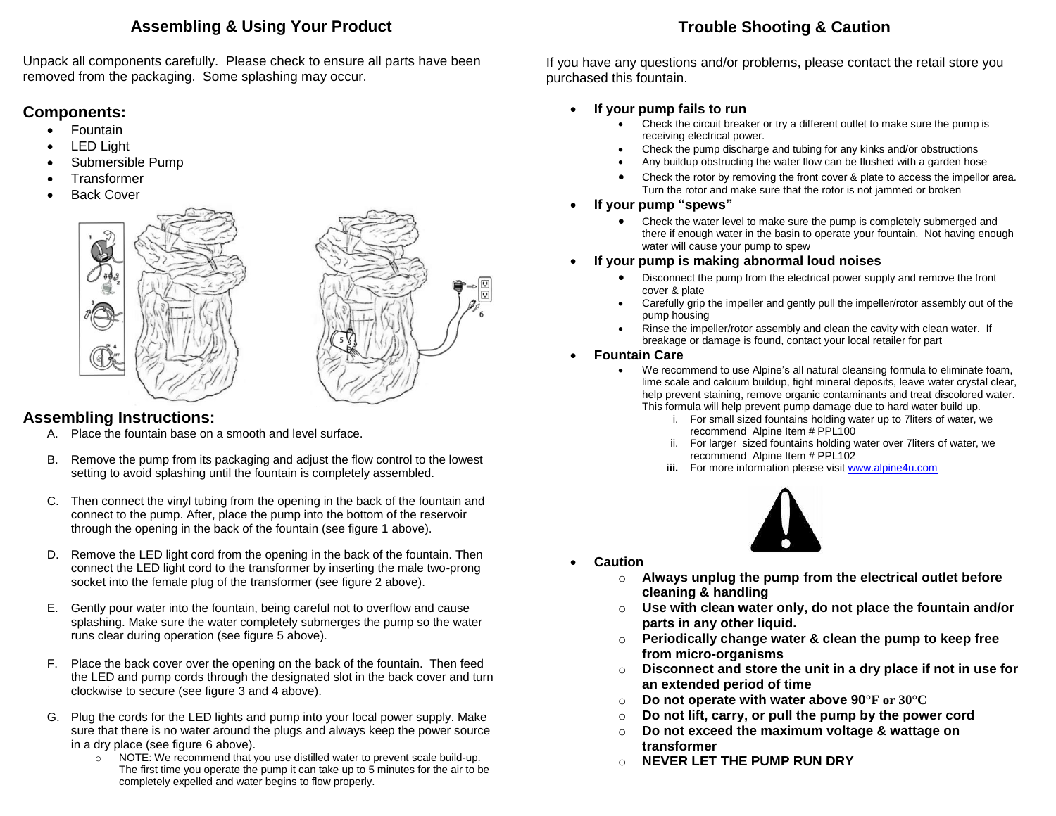## Assembling & Using Your Product

Unpack all components carefully. Please check to ensure all parts have been removed from the packaging. Some splashing may occur.

### Components:

- Fountain
- LED Light
- Submersible Pump
- Transformer
- Back Cover

1
2
3
4
5
6

### Assembling Instructions:

A. Place the fountain base on a smooth and level surface.

B. Remove the pump from its packaging and adjust the flow control to the lowest setting to avoid splashing until the fountain is completely assembled.

C. Then connect the vinyl tubing from the opening in the back of the fountain and connect to the pump. After, place the pump into the bottom of the reservoir through the opening in the back of the fountain (see figure 1 above).

D. Remove the LED light cord from the opening in the back of the fountain. Then connect the LED light cord to the transformer by inserting the male two-prong socket into the female plug of the transformer (see figure 2 above).

E. Gently pour water into the fountain, being careful not to overflow and cause splashing. Make sure the water completely submerges the pump so the water runs clear during operation (see figure 5 above).

F. Place the back cover over the opening on the back of the fountain. Then feed the LED and pump cords through the designated slot in the back cover and turn clockwise to secure (see figure 3 and 4 above).

G. Plug the cords for the LED lights and pump into your local power supply. Make sure that there is no water around the plugs and always keep the power source in a dry place (see figure 6 above).
   - NOTE: We recommend that you use distilled water to prevent scale build-up. The first time you operate the pump it can take up to 5 minutes for the air to be completely expelled and water begins to flow properly.

## Trouble Shooting & Caution

If you have any questions and/or problems, please contact the retail store you purchased this fountain.

- **If your pump fails to run**
  - Check the circuit breaker or try a different outlet to make sure the pump is receiving electrical power.
  - Check the pump discharge and tubing for any kinks and/or obstructions
  - Any buildup obstructing the water flow can be flushed with a garden hose
  - Check the rotor by removing the front cover & plate to access the impellor area. Turn the rotor and make sure that the rotor is not jammed or broken
- **If your pump "spews"**
  - Check the water level to make sure the pump is completely submerged and there if enough water in the basin to operate your fountain. Not having enough water will cause your pump to spew
- **If your pump is making abnormal loud noises**
  - Disconnect the pump from the electrical power supply and remove the front cover & plate
  - Carefully grip the impeller and gently pull the impeller/rotor assembly out of the pump housing
  - Rinse the impeller/rotor assembly and clean the cavity with clean water. If breakage or damage is found, contact your local retailer for part
- **Fountain Care**
  - We recommend to use Alpine's all natural cleansing formula to eliminate foam, lime scale and calcium buildup, fight mineral deposits, leave water crystal clear, help prevent staining, remove organic contaminants and treat discolored water. This formula will help prevent pump damage due to hard water build up.
    1. For small sized fountains holding water up to 7liters of water, we recommend Alpine Item # PPL100
    2. For larger sized fountains holding water over 7liters of water, we recommend Alpine Item # PPL102
    3. For more information please visit www.alpine4u.com
- **Caution**
  - **Always unplug the pump from the electrical outlet before cleaning & handling**
  - **Use with clean water only, do not place the fountain and/or parts in any other liquid.**
  - **Periodically change water & clean the pump to keep free from micro-organisms**
  - **Disconnect and store the unit in a dry place if not in use for an extended period of time**
  - **Do not operate with water above 90°F or 30°C**
  - **Do not lift, carry, or pull the pump by the power cord**
  - **Do not exceed the maximum voltage & wattage on transformer**
  - **NEVER LET THE PUMP RUN DRY**